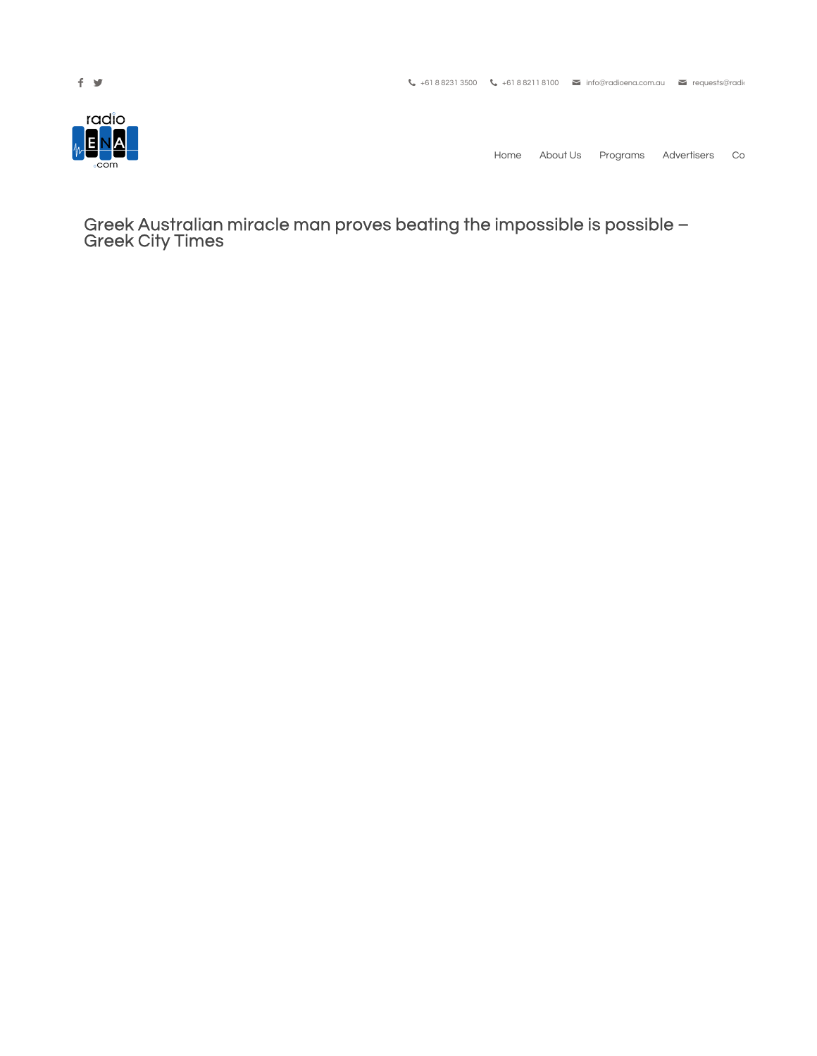+61 8 8231 3500 +61 8 8211 8100 info@radioena.com.au requests@radi

Home About Us Programs Advertisers Co

# Greek Australian miracle man proves beating the impossible is possible – Greek City Times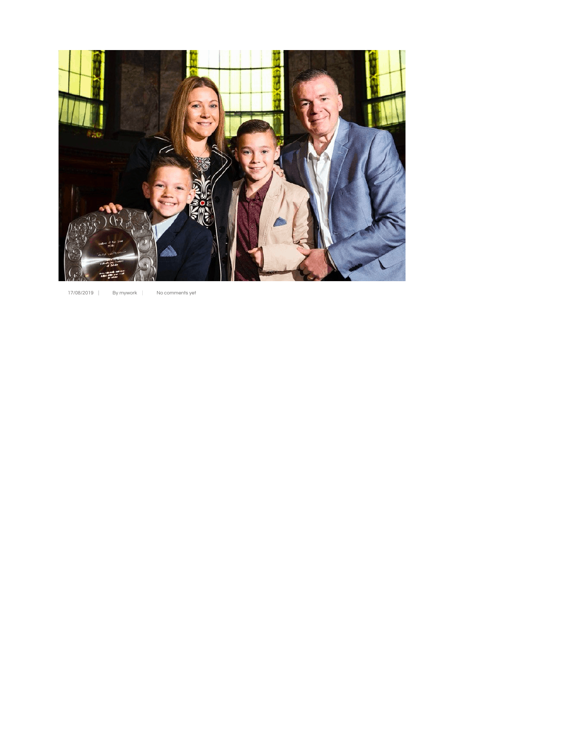17/08/2019 | By mywork | No comments yet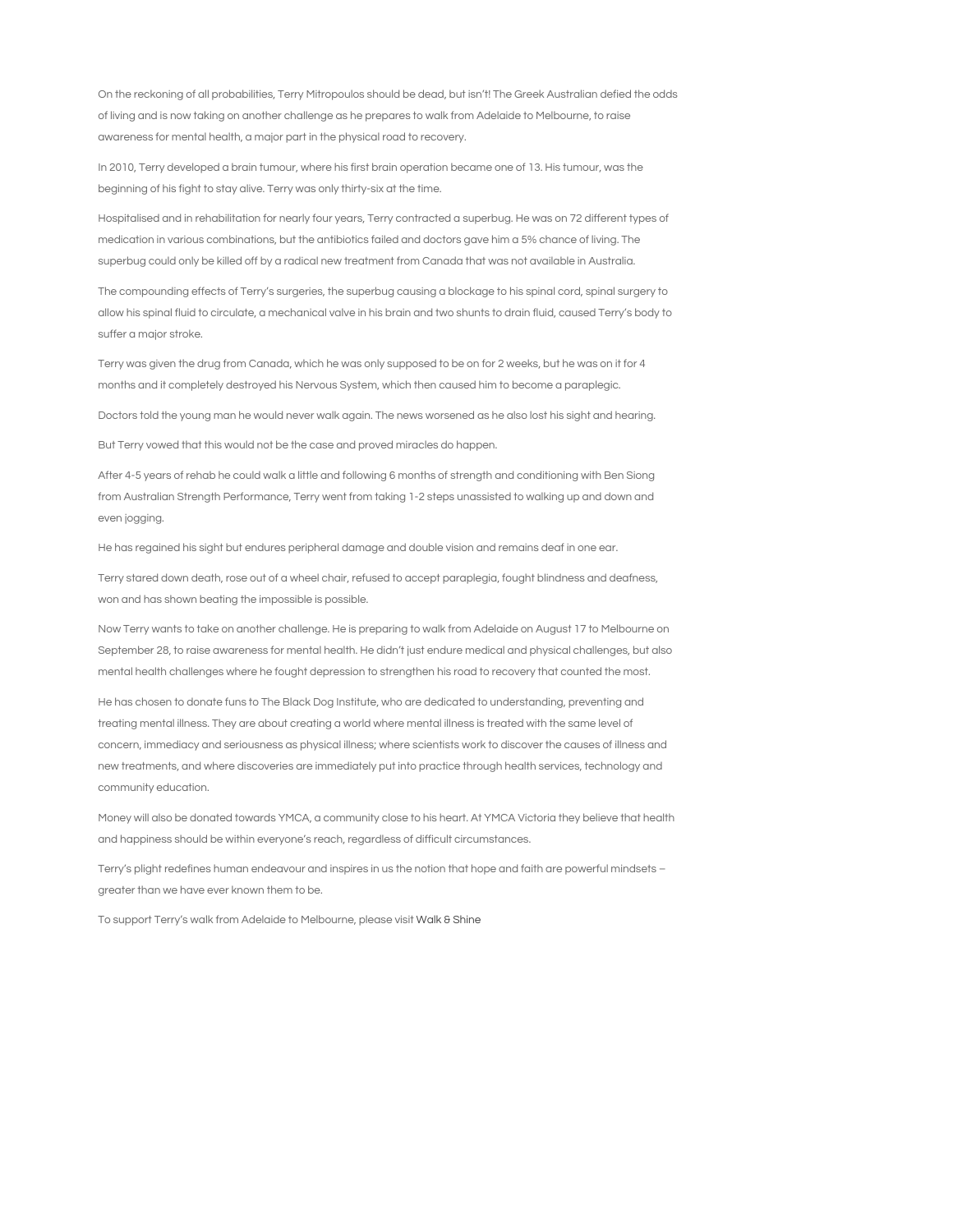On the reckoning of all probabilities, Terry Mitropoulos should be dead, but isn't! The Greek Australian defied the odds of living and is now taking on another challenge as he prepares to walk from Adelaide to Melbourne, to raise awareness for mental health, a major part in the physical road to recovery.

In 2010, Terry developed a brain tumour, where his first brain operation became one of 13. His tumour, was the beginning of his fight to stay alive. Terry was only thirty-six at the time.

Hospitalised and in rehabilitation for nearly four years, Terry contracted a superbug. He was on 72 different types of medication in various combinations, but the antibiotics failed and doctors gave him a 5% chance of living. The superbug could only be killed off by a radical new treatment from Canada that was not available in Australia.

The compounding effects of Terry's surgeries, the superbug causing a blockage to his spinal cord, spinal surgery to allow his spinal fluid to circulate, a mechanical valve in his brain and two shunts to drain fluid, caused Terry's body to suffer a major stroke.

Terry was given the drug from Canada, which he was only supposed to be on for 2 weeks, but he was on it for 4 months and it completely destroyed his Nervous System, which then caused him to become a paraplegic.

Doctors told the young man he would never walk again. The news worsened as he also lost his sight and hearing.

But Terry vowed that this would not be the case and proved miracles do happen.

After 4-5 years of rehab he could walk a little and following 6 months of strength and conditioning with Ben Siong from Australian Strength Performance, Terry went from taking 1-2 steps unassisted to walking up and down and even jogging.

He has regained his sight but endures peripheral damage and double vision and remains deaf in one ear.

Terry stared down death, rose out of a wheel chair, refused to accept paraplegia, fought blindness and deafness, won and has shown beating the impossible is possible.

Now Terry wants to take on another challenge. He is preparing to walk from Adelaide on August 17 to Melbourne on September 28, to raise awareness for mental health. He didn't just endure medical and physical challenges, but also mental health challenges where he fought depression to strengthen his road to recovery that counted the most.

He has chosen to donate funs to The Black Dog Institute, who are dedicated to understanding, preventing and treating mental illness. They are about creating a world where mental illness is treated with the same level of concern, immediacy and seriousness as physical illness; where scientists work to discover the causes of illness and new treatments, and where discoveries are immediately put into practice through health services, technology and community education.

Money will also be donated towards YMCA, a community close to his heart. At YMCA Victoria they believe that health and happiness should be within everyone's reach, regardless of difficult circumstances.

Terry's plight redefines human endeavour and inspires in us the notion that hope and faith are powerful mindsets – greater than we have ever known them to be.

To support Terry's walk from Adelaide to Melbourne, please visit Walk & Shine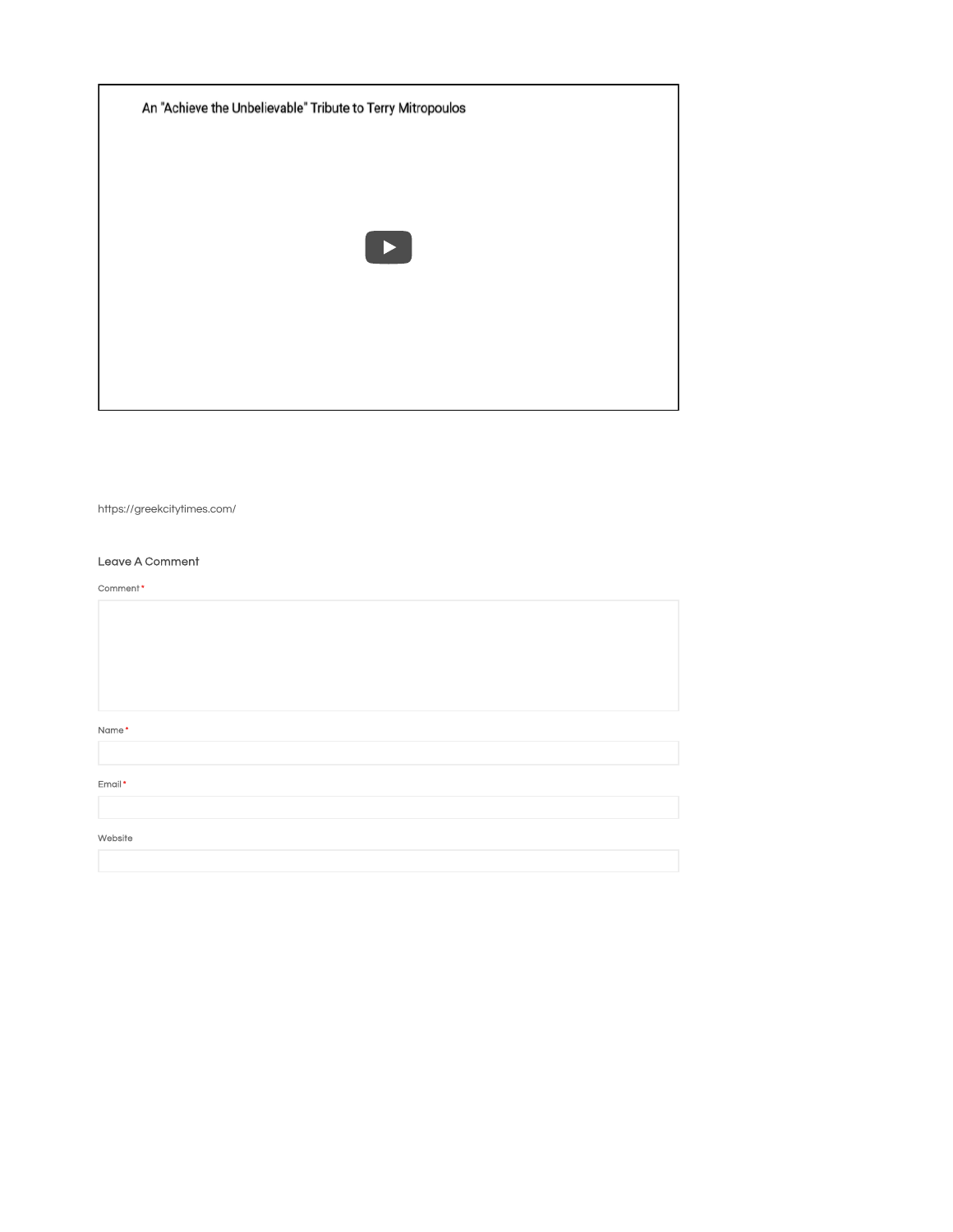An "Achieve the Unbelievable" Tribute to Terry Mitropoulos

https://greekcitytimes.com/

### Leave A Comment

Comment *

Name *

Email *

Website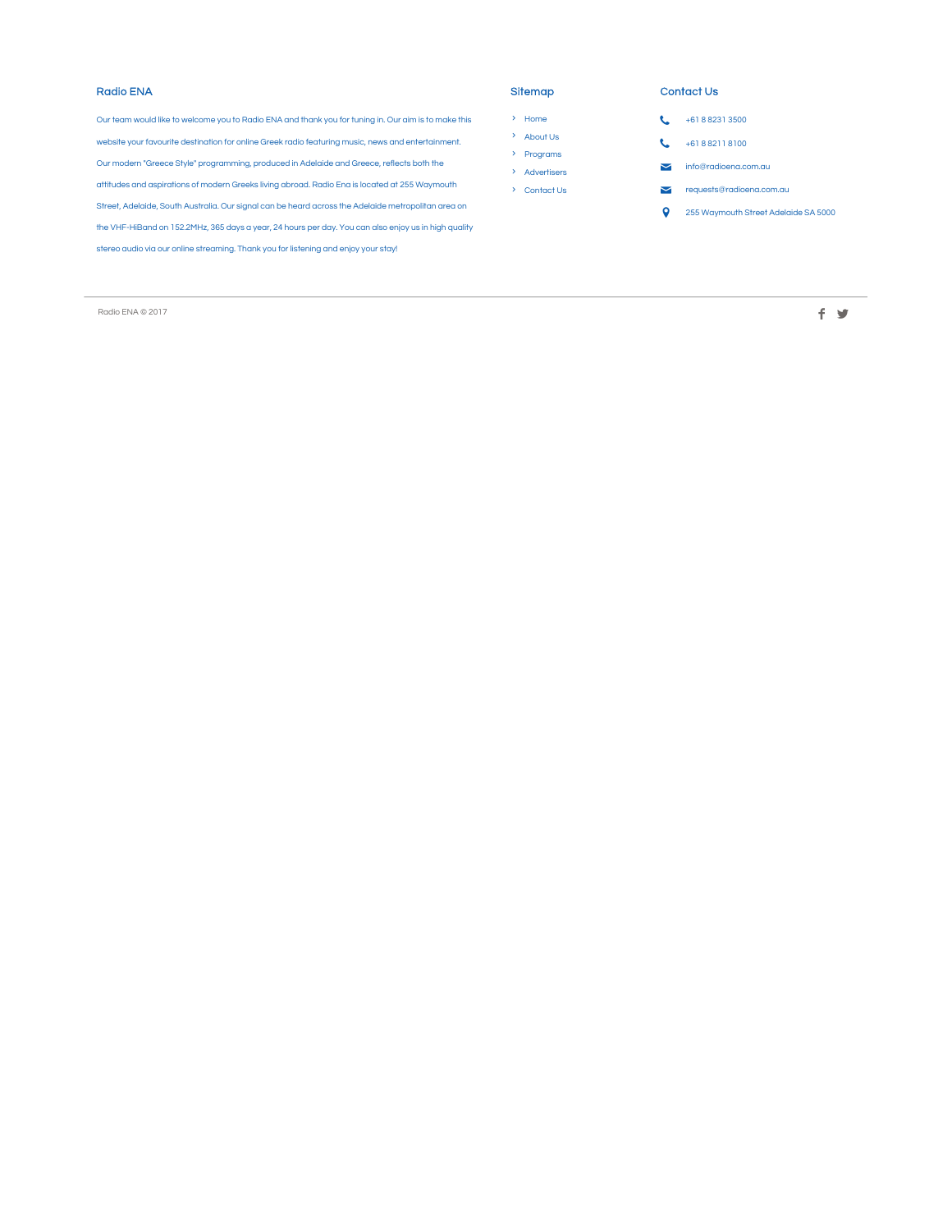## Radio ENA

Our team would like to welcome you to Radio ENA and thank you for tuning in. Our aim is to make this website your favourite destination for online Greek radio featuring music, news and entertainment. Our modern "Greece Style" programming, produced in Adelaide and Greece, reflects both the attitudes and aspirations of modern Greeks living abroad. Radio Ena is located at 255 Waymouth Street, Adelaide, South Australia. Our signal can be heard across the Adelaide metropolitan area on the VHF-HiBand on 152.2MHz, 365 days a year, 24 hours per day. You can also enjoy us in high quality stereo audio via our online streaming. Thank you for listening and enjoy your stay!

## Sitemap

- Home
- About Us
- Programs
- Advertisers
- Contact Us

## Contact Us

- +61 8 8231 3500
- +61 8 8211 8100
- info@radioena.com.au
- requests@radioena.com.au
- 255 Waymouth Street Adelaide SA 5000

---

Radio ENA © 2017